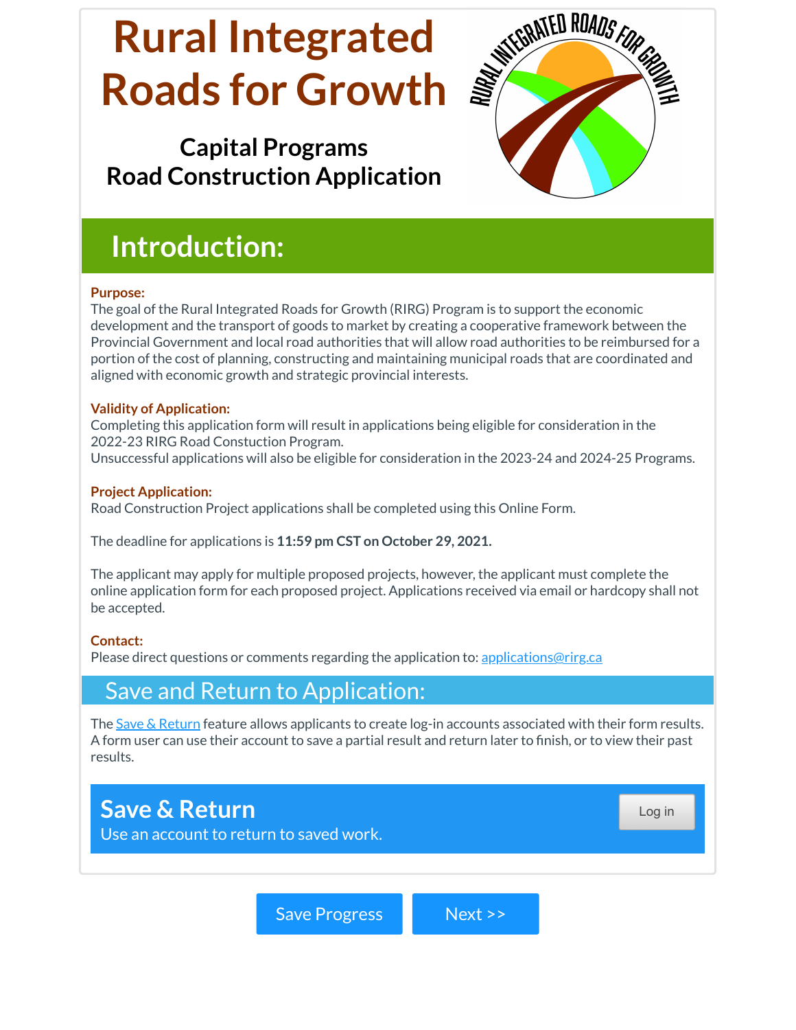# Rural Integrated Roads for Growth

## Capital Programs
## Road Construction Application

## Introduction:

**Purpose:**
The goal of the Rural Integrated Roads for Growth (RIRG) Program is to support the economic development and the transport of goods to market by creating a cooperative framework between the Provincial Government and local road authorities that will allow road authorities to be reimbursed for a portion of the cost of planning, constructing and maintaining municipal roads that are coordinated and aligned with economic growth and strategic provincial interests.

**Validity of Application:**
Completing this application form will result in applications being eligible for consideration in the 2022-23 RIRG Road Constuction Program.
Unsuccessful applications will also be eligible for consideration in the 2023-24 and 2024-25 Programs.

**Project Application:**
Road Construction Project applications shall be completed using this Online Form.

The deadline for applications is **11:59 pm CST on October 29, 2021.**

The applicant may apply for multiple proposed projects, however, the applicant must complete the online application form for each proposed project. Applications received via email or hardcopy shall not be accepted.

**Contact:**
Please direct questions or comments regarding the application to: applications@rirg.ca

## Save and Return to Application:

The Save & Return feature allows applicants to create log-in accounts associated with their form results. A form user can use their account to save a partial result and return later to finish, or to view their past results.

**Save & Return**
Use an account to return to saved work.

Log in

Save Progress | Next >>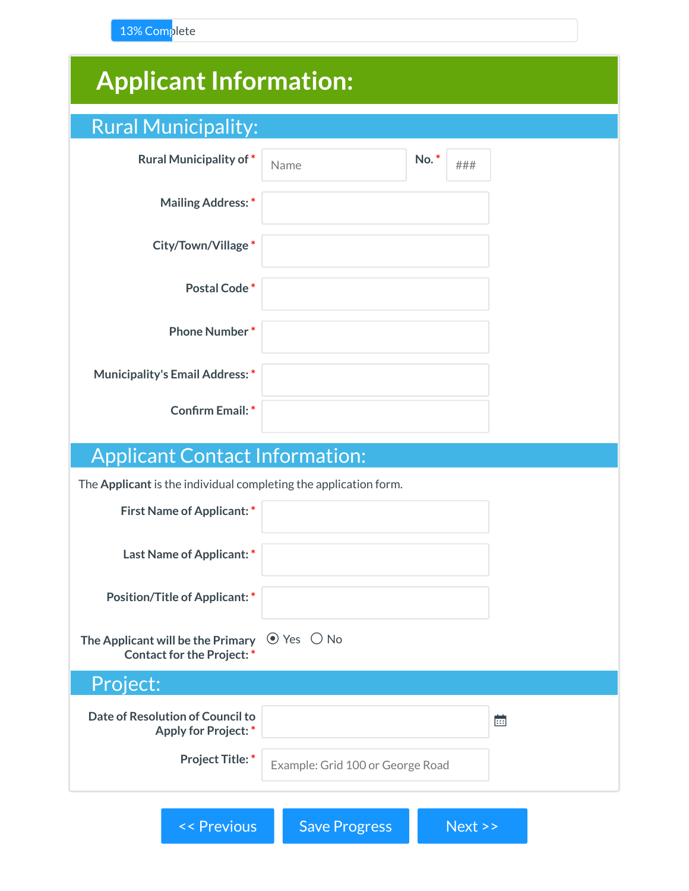13% Complete

# Applicant Information:

## Rural Municipality:

**Rural Municipality of** * Name **No.** * ###

**Mailing Address:** *

**City/Town/Village** *

**Postal Code** *

**Phone Number** *

**Municipality's Email Address:** *

**Confirm Email:** *

## Applicant Contact Information:

The **Applicant** is the individual completing the application form.

**First Name of Applicant:** *

**Last Name of Applicant:** *

**Position/Title of Applicant:** *

**The Applicant will be the Primary Contact for the Project:** *

- (•) Yes
- ( ) No

## Project:

**Date of Resolution of Council to Apply for Project:** *

**Project Title:** * Example: Grid 100 or George Road

<< Previous | Save Progress | Next >>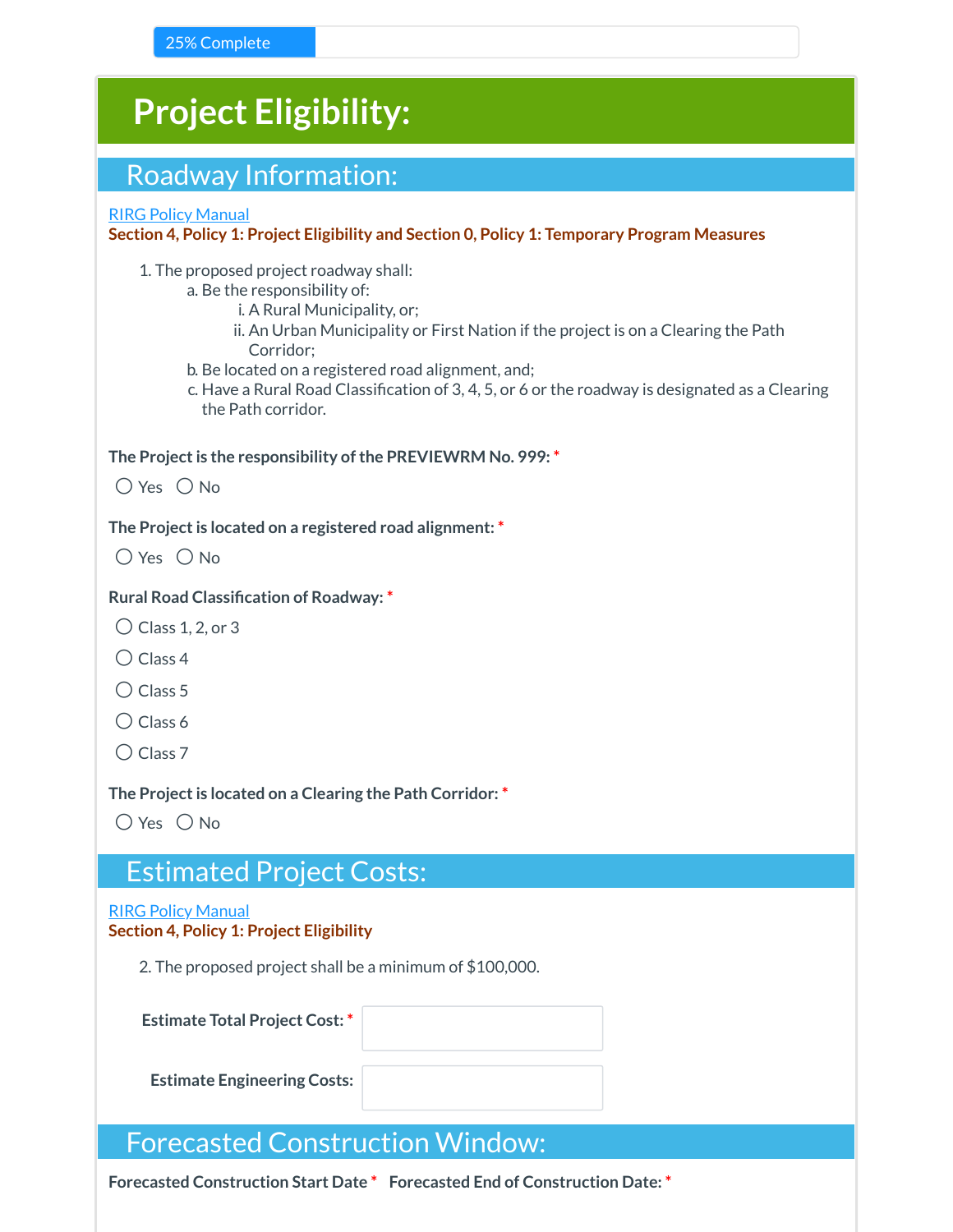25% Complete

# Project Eligibility:

## Roadway Information:

[RIRG Policy Manual](#)

**Section 4, Policy 1: Project Eligibility and Section 0, Policy 1: Temporary Program Measures**

1. The proposed project roadway shall:
   a. Be the responsibility of:
      i. A Rural Municipality, or;
      ii. An Urban Municipality or First Nation if the project is on a Clearing the Path Corridor;
   b. Be located on a registered road alignment, and;
   c. Have a Rural Road Classification of 3, 4, 5, or 6 or the roadway is designated as a Clearing the Path corridor.

**The Project is the responsibility of the PREVIEWRM No. 999:** *

○ Yes ○ No

**The Project is located on a registered road alignment:** *

○ Yes ○ No

**Rural Road Classification of Roadway:** *

○ Class 1, 2, or 3

○ Class 4

○ Class 5

○ Class 6

○ Class 7

**The Project is located on a Clearing the Path Corridor:** *

○ Yes ○ No

## Estimated Project Costs:

[RIRG Policy Manual](#)

**Section 4, Policy 1: Project Eligibility**

2. The proposed project shall be a minimum of $100,000.

**Estimate Total Project Cost:** * ______

**Estimate Engineering Costs:** ______

## Forecasted Construction Window:

**Forecasted Construction Start Date** * **Forecasted End of Construction Date:** *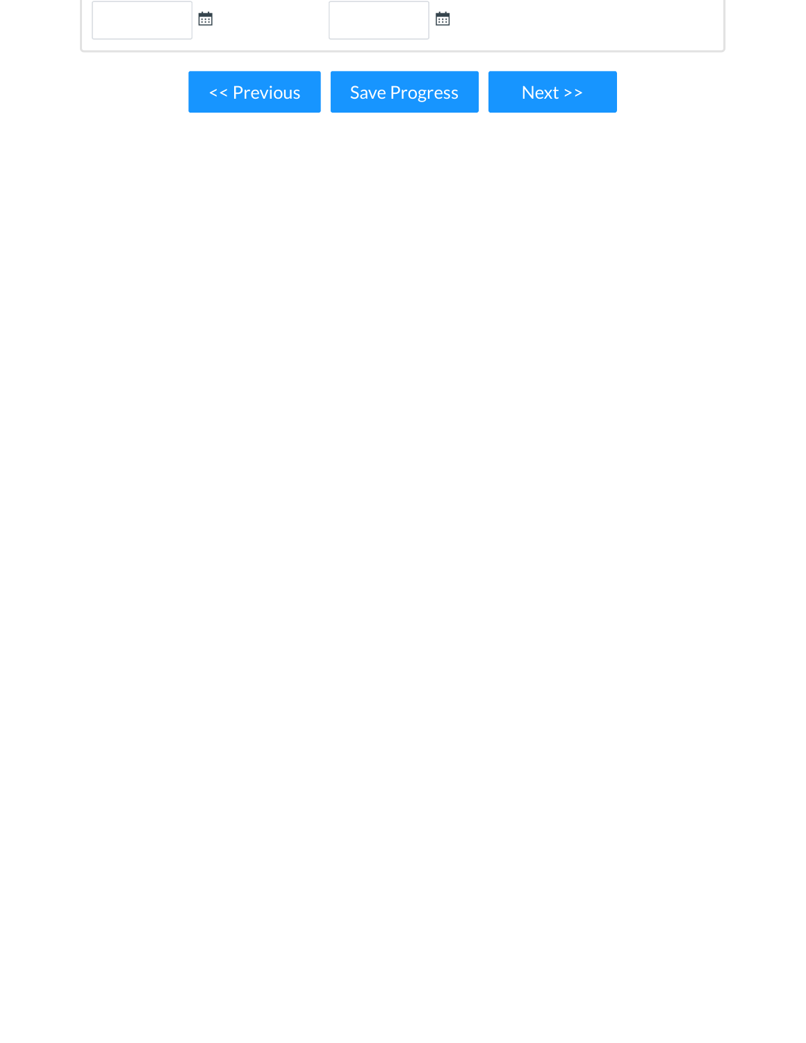<< Previous Save Progress Next >>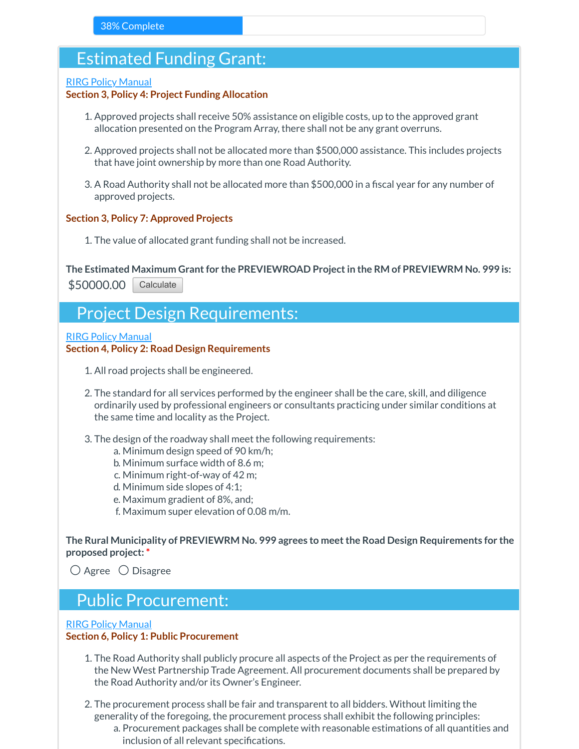38% Complete

## Estimated Funding Grant:

RIRG Policy Manual
**Section 3, Policy 4: Project Funding Allocation**

1. Approved projects shall receive 50% assistance on eligible costs, up to the approved grant allocation presented on the Program Array, there shall not be any grant overruns.
2. Approved projects shall not be allocated more than $500,000 assistance. This includes projects that have joint ownership by more than one Road Authority.
3. A Road Authority shall not be allocated more than $500,000 in a fiscal year for any number of approved projects.

**Section 3, Policy 7: Approved Projects**

1. The value of allocated grant funding shall not be increased.

**The Estimated Maximum Grant for the PREVIEWROAD Project in the RM of PREVIEWRM No. 999 is:**

$50000.00 Calculate

## Project Design Requirements:

RIRG Policy Manual
**Section 4, Policy 2: Road Design Requirements**

1. All road projects shall be engineered.
2. The standard for all services performed by the engineer shall be the care, skill, and diligence ordinarily used by professional engineers or consultants practicing under similar conditions at the same time and locality as the Project.
3. The design of the roadway shall meet the following requirements:
   a. Minimum design speed of 90 km/h;
   b. Minimum surface width of 8.6 m;
   c. Minimum right-of-way of 42 m;
   d. Minimum side slopes of 4:1;
   e. Maximum gradient of 8%, and;
   f. Maximum super elevation of 0.08 m/m.

**The Rural Municipality of PREVIEWRM No. 999 agrees to meet the Road Design Requirements for the proposed project:** *

○ Agree ○ Disagree

## Public Procurement:

RIRG Policy Manual
**Section 6, Policy 1: Public Procurement**

1. The Road Authority shall publicly procure all aspects of the Project as per the requirements of the New West Partnership Trade Agreement. All procurement documents shall be prepared by the Road Authority and/or its Owner's Engineer.
2. The procurement process shall be fair and transparent to all bidders. Without limiting the generality of the foregoing, the procurement process shall exhibit the following principles:
   a. Procurement packages shall be complete with reasonable estimations of all quantities and inclusion of all relevant specifications.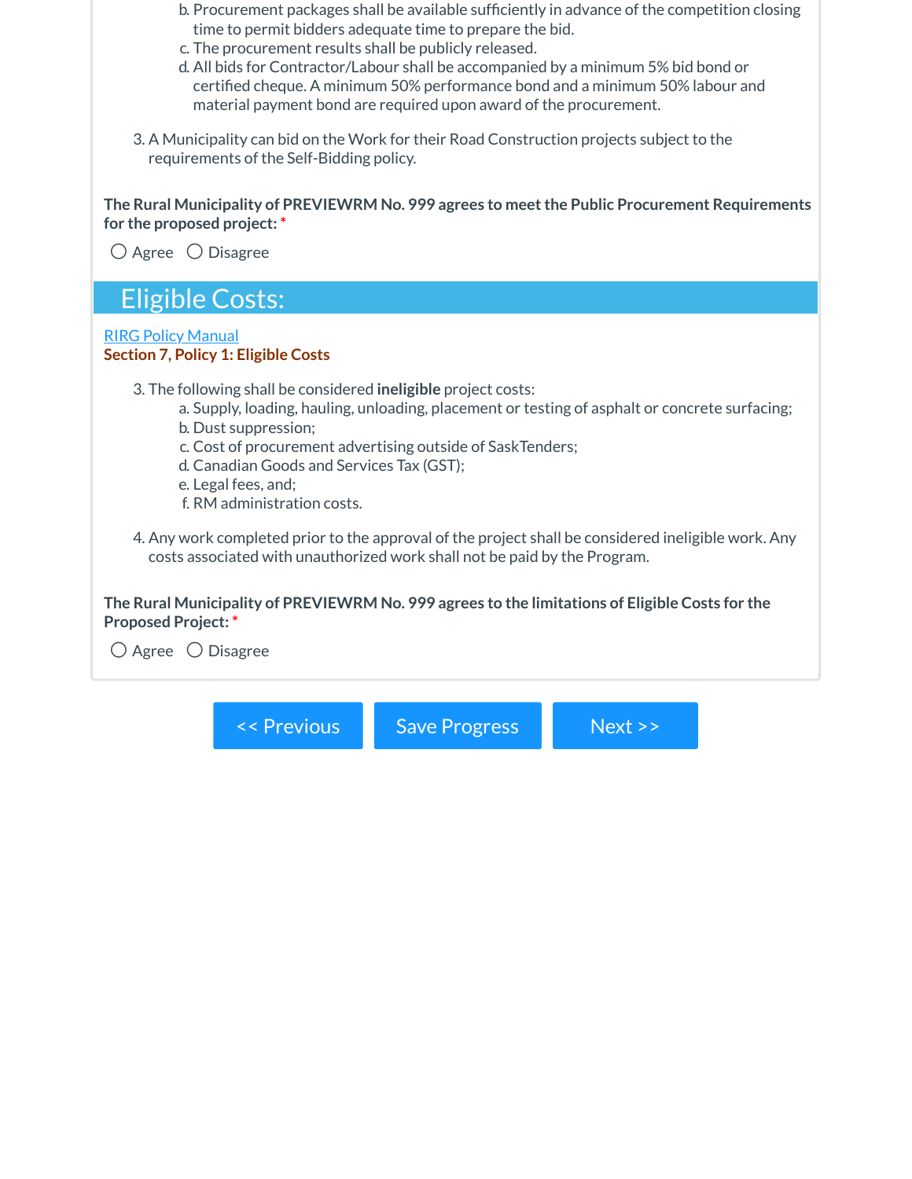b. Procurement packages shall be available sufficiently in advance of the competition closing time to permit bidders adequate time to prepare the bid.
   c. The procurement results shall be publicly released.
   d. All bids for Contractor/Labour shall be accompanied by a minimum 5% bid bond or certified cheque. A minimum 50% performance bond and a minimum 50% labour and material payment bond are required upon award of the procurement.

3. A Municipality can bid on the Work for their Road Construction projects subject to the requirements of the Self-Bidding policy.

**The Rural Municipality of PREVIEWRM No. 999 agrees to meet the Public Procurement Requirements for the proposed project:** *

○ Agree ○ Disagree

## Eligible Costs:

RIRG Policy Manual

**Section 7, Policy 1: Eligible Costs**

3. The following shall be considered **ineligible** project costs:
   a. Supply, loading, hauling, unloading, placement or testing of asphalt or concrete surfacing;
   b. Dust suppression;
   c. Cost of procurement advertising outside of SaskTenders;
   d. Canadian Goods and Services Tax (GST);
   e. Legal fees, and;
   f. RM administration costs.

4. Any work completed prior to the approval of the project shall be considered ineligible work. Any costs associated with unauthorized work shall not be paid by the Program.

**The Rural Municipality of PREVIEWRM No. 999 agrees to the limitations of Eligible Costs for the Proposed Project:** *

○ Agree ○ Disagree

<< Previous | Save Progress | Next >>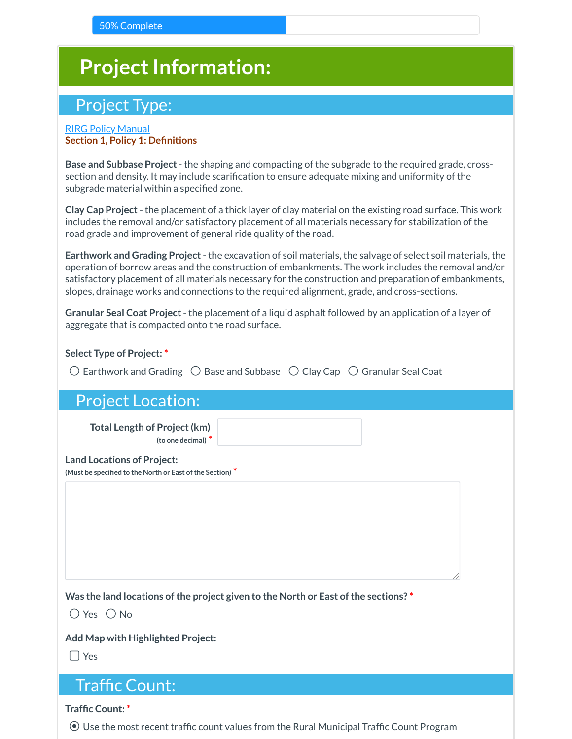50% Complete

# Project Information:

## Project Type:

[RIRG Policy Manual](#)
**Section 1, Policy 1: Definitions**

**Base and Subbase Project** - the shaping and compacting of the subgrade to the required grade, cross-section and density. It may include scarification to ensure adequate mixing and uniformity of the subgrade material within a specified zone.

**Clay Cap Project** - the placement of a thick layer of clay material on the existing road surface. This work includes the removal and/or satisfactory placement of all materials necessary for stabilization of the road grade and improvement of general ride quality of the road.

**Earthwork and Grading Project** - the excavation of soil materials, the salvage of select soil materials, the operation of borrow areas and the construction of embankments. The work includes the removal and/or satisfactory placement of all materials necessary for the construction and preparation of embankments, slopes, drainage works and connections to the required alignment, grade, and cross-sections.

**Granular Seal Coat Project** - the placement of a liquid asphalt followed by an application of a layer of aggregate that is compacted onto the road surface.

**Select Type of Project:** *

○ Earthwork and Grading ○ Base and Subbase ○ Clay Cap ○ Granular Seal Coat

## Project Location:

**Total Length of Project (km)**
(to one decimal) *

**Land Locations of Project:**
(Must be specified to the North or East of the Section) *

**Was the land locations of the project given to the North or East of the sections?** *

○ Yes ○ No

**Add Map with Highlighted Project:**

☐ Yes

## Traffic Count:

**Traffic Count:** *

◉ Use the most recent traffic count values from the Rural Municipal Traffic Count Program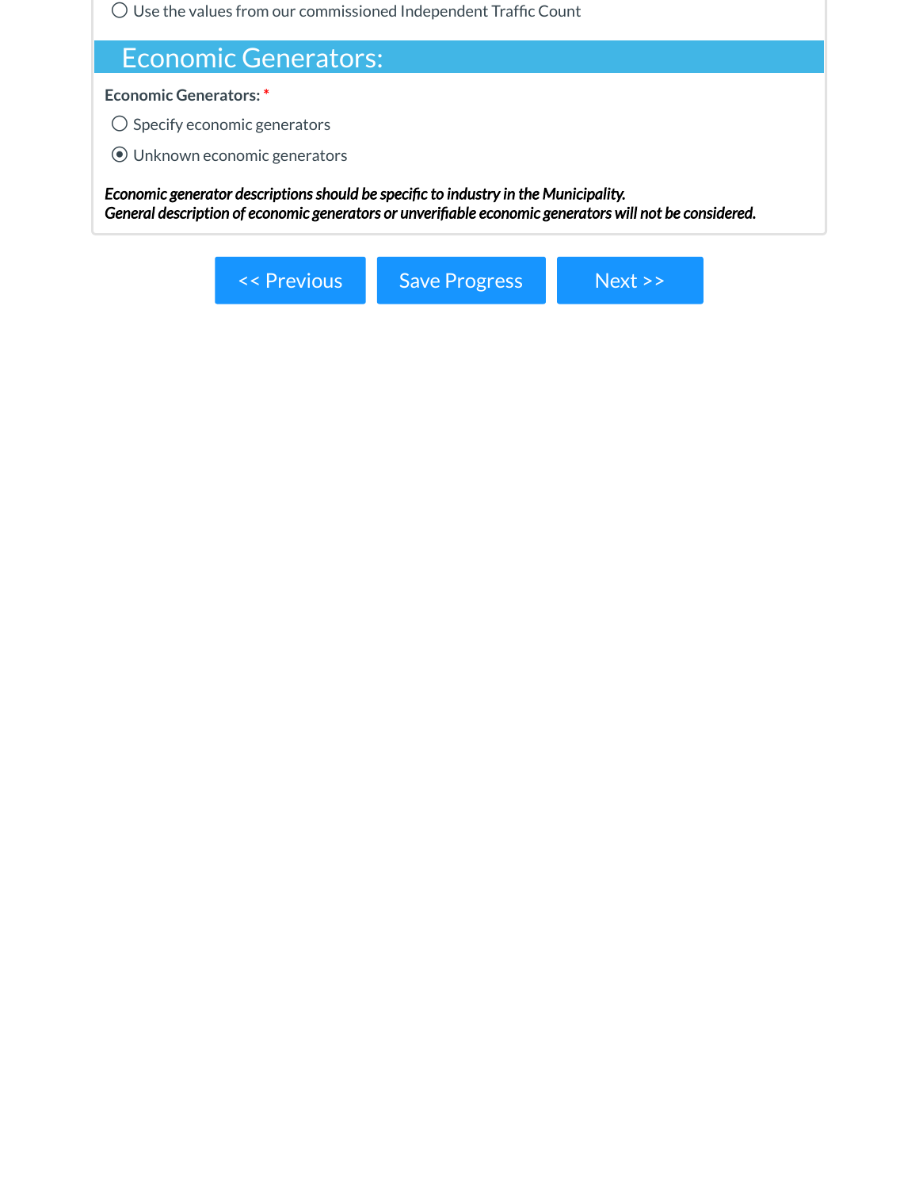○ Use the values from our commissioned Independent Traffic Count

## Economic Generators:

**Economic Generators:** *

○ Specify economic generators

◉ Unknown economic generators

***Economic generator descriptions should be specific to industry in the Municipality.***
***General description of economic generators or unverifiable economic generators will not be considered.***

<< Previous | Save Progress | Next >>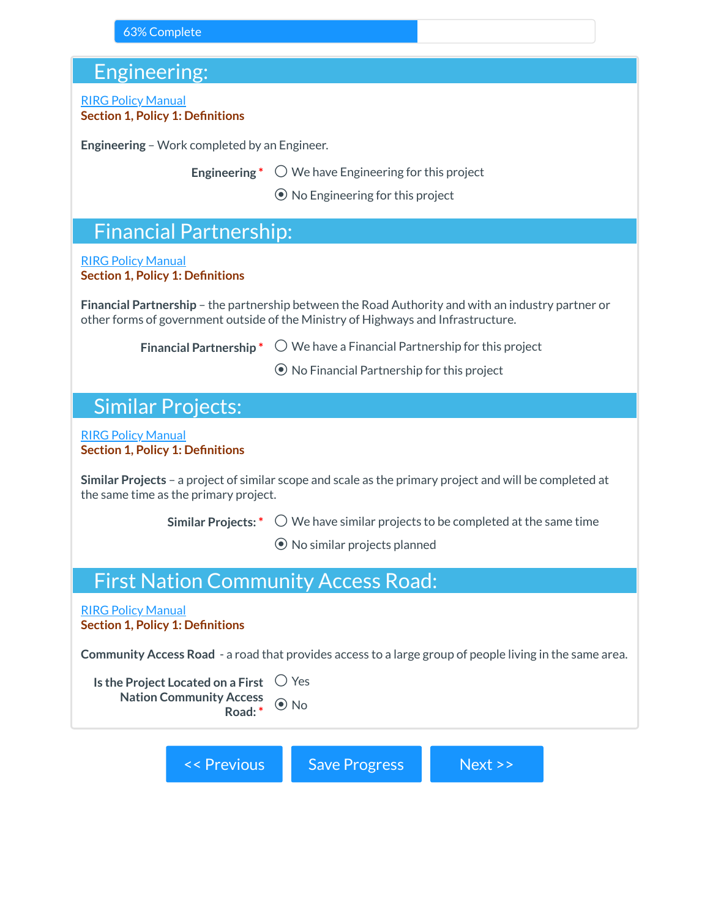63% Complete

## Engineering:

RIRG Policy Manual
**Section 1, Policy 1: Definitions**

**Engineering** – Work completed by an Engineer.

**Engineering** *
- ○ We have Engineering for this project
- ◉ No Engineering for this project

## Financial Partnership:

RIRG Policy Manual
**Section 1, Policy 1: Definitions**

**Financial Partnership** – the partnership between the Road Authority and with an industry partner or other forms of government outside of the Ministry of Highways and Infrastructure.

**Financial Partnership** *
- ○ We have a Financial Partnership for this project
- ◉ No Financial Partnership for this project

## Similar Projects:

RIRG Policy Manual
**Section 1, Policy 1: Definitions**

**Similar Projects** – a project of similar scope and scale as the primary project and will be completed at the same time as the primary project.

**Similar Projects:** *
- ○ We have similar projects to be completed at the same time
- ◉ No similar projects planned

## First Nation Community Access Road:

RIRG Policy Manual
**Section 1, Policy 1: Definitions**

**Community Access Road** - a road that provides access to a large group of people living in the same area.

**Is the Project Located on a First Nation Community Access Road:** *
- ○ Yes
- ◉ No

<< Previous | Save Progress | Next >>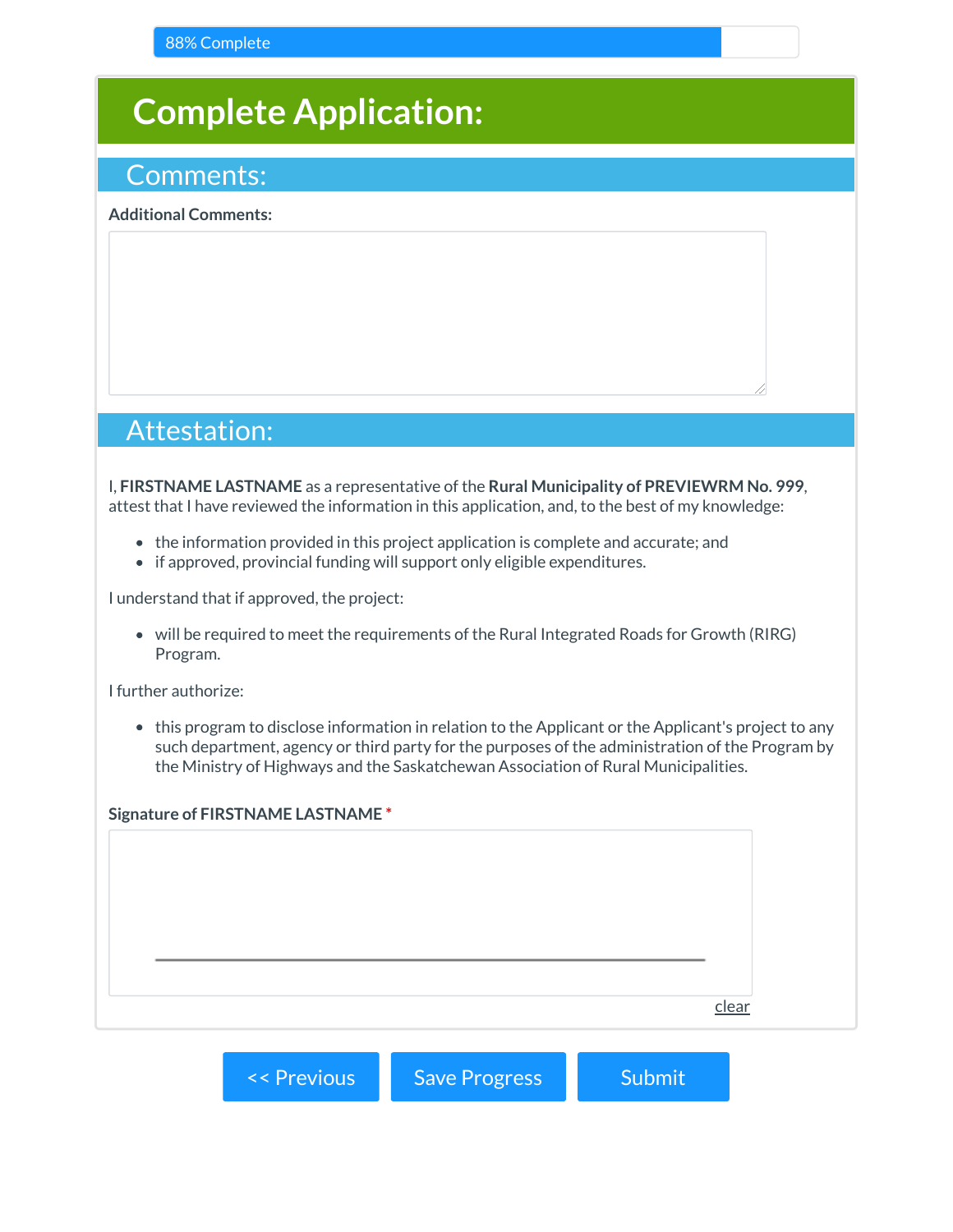88% Complete

# Complete Application:

## Comments:

**Additional Comments:**

## Attestation:

I, **FIRSTNAME LASTNAME** as a representative of the **Rural Municipality of PREVIEWRM No. 999**, attest that I have reviewed the information in this application, and, to the best of my knowledge:

- the information provided in this project application is complete and accurate; and
- if approved, provincial funding will support only eligible expenditures.

I understand that if approved, the project:

- will be required to meet the requirements of the Rural Integrated Roads for Growth (RIRG) Program.

I further authorize:

- this program to disclose information in relation to the Applicant or the Applicant's project to any such department, agency or third party for the purposes of the administration of the Program by the Ministry of Highways and the Saskatchewan Association of Rural Municipalities.

**Signature of FIRSTNAME LASTNAME** *

clear

<< Previous | Save Progress | Submit